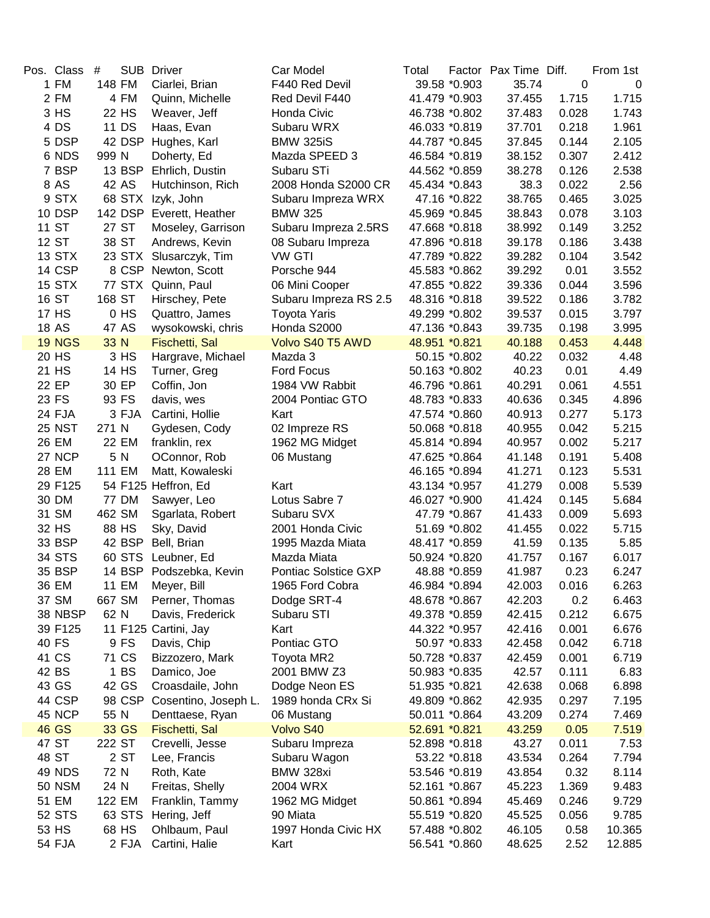| Pos. | Class | # | SUB | Driver | Car Model | Total | Factor | Pax Time | Diff. | From 1st |
|---|---|---|---|---|---|---|---|---|---|---|
| 1 | FM | 148 | FM | Ciarlei, Brian | F440 Red Devil | 39.58 | *0.903 | 35.74 | 0 | 0 |
| 2 | FM | 4 | FM | Quinn, Michelle | Red Devil F440 | 41.479 | *0.903 | 37.455 | 1.715 | 1.715 |
| 3 | HS | 22 | HS | Weaver, Jeff | Honda Civic | 46.738 | *0.802 | 37.483 | 0.028 | 1.743 |
| 4 | DS | 11 | DS | Haas, Evan | Subaru WRX | 46.033 | *0.819 | 37.701 | 0.218 | 1.961 |
| 5 | DSP | 42 | DSP | Hughes, Karl | BMW 325iS | 44.787 | *0.845 | 37.845 | 0.144 | 2.105 |
| 6 | NDS | 999 | N | Doherty, Ed | Mazda SPEED 3 | 46.584 | *0.819 | 38.152 | 0.307 | 2.412 |
| 7 | BSP | 13 | BSP | Ehrlich, Dustin | Subaru STi | 44.562 | *0.859 | 38.278 | 0.126 | 2.538 |
| 8 | AS | 42 | AS | Hutchinson, Rich | 2008 Honda S2000 CR | 45.434 | *0.843 | 38.3 | 0.022 | 2.56 |
| 9 | STX | 68 | STX | Izyk, John | Subaru Impreza WRX | 47.16 | *0.822 | 38.765 | 0.465 | 3.025 |
| 10 | DSP | 142 | DSP | Everett, Heather | BMW 325 | 45.969 | *0.845 | 38.843 | 0.078 | 3.103 |
| 11 | ST | 27 | ST | Moseley, Garrison | Subaru Impreza 2.5RS | 47.668 | *0.818 | 38.992 | 0.149 | 3.252 |
| 12 | ST | 38 | ST | Andrews, Kevin | 08 Subaru Impreza | 47.896 | *0.818 | 39.178 | 0.186 | 3.438 |
| 13 | STX | 23 | STX | Slusarczyk, Tim | VW GTI | 47.789 | *0.822 | 39.282 | 0.104 | 3.542 |
| 14 | CSP | 8 | CSP | Newton, Scott | Porsche 944 | 45.583 | *0.862 | 39.292 | 0.01 | 3.552 |
| 15 | STX | 77 | STX | Quinn, Paul | 06 Mini Cooper | 47.855 | *0.822 | 39.336 | 0.044 | 3.596 |
| 16 | ST | 168 | ST | Hirschey, Pete | Subaru Impreza RS 2.5 | 48.316 | *0.818 | 39.522 | 0.186 | 3.782 |
| 17 | HS | 0 | HS | Quattro, James | Toyota Yaris | 49.299 | *0.802 | 39.537 | 0.015 | 3.797 |
| 18 | AS | 47 | AS | wysokowski, chris | Honda S2000 | 47.136 | *0.843 | 39.735 | 0.198 | 3.995 |
| 19 | NGS | 33 | N | Fischetti, Sal | Volvo S40 T5 AWD | 48.951 | *0.821 | 40.188 | 0.453 | 4.448 |
| 20 | HS | 3 | HS | Hargrave, Michael | Mazda 3 | 50.15 | *0.802 | 40.22 | 0.032 | 4.48 |
| 21 | HS | 14 | HS | Turner, Greg | Ford Focus | 50.163 | *0.802 | 40.23 | 0.01 | 4.49 |
| 22 | EP | 30 | EP | Coffin, Jon | 1984 VW Rabbit | 46.796 | *0.861 | 40.291 | 0.061 | 4.551 |
| 23 | FS | 93 | FS | davis, wes | 2004 Pontiac GTO | 48.783 | *0.833 | 40.636 | 0.345 | 4.896 |
| 24 | FJA | 3 | FJA | Cartini, Hollie | Kart | 47.574 | *0.860 | 40.913 | 0.277 | 5.173 |
| 25 | NST | 271 | N | Gydesen, Cody | 02 Impreze RS | 50.068 | *0.818 | 40.955 | 0.042 | 5.215 |
| 26 | EM | 22 | EM | franklin, rex | 1962 MG Midget | 45.814 | *0.894 | 40.957 | 0.002 | 5.217 |
| 27 | NCP | 5 | N | OConnor, Rob | 06 Mustang | 47.625 | *0.864 | 41.148 | 0.191 | 5.408 |
| 28 | EM | 111 | EM | Matt, Kowaleski | | 46.165 | *0.894 | 41.271 | 0.123 | 5.531 |
| 29 | F125 | 54 | F125 | Heffron, Ed | Kart | 43.134 | *0.957 | 41.279 | 0.008 | 5.539 |
| 30 | DM | 77 | DM | Sawyer, Leo | Lotus Sabre 7 | 46.027 | *0.900 | 41.424 | 0.145 | 5.684 |
| 31 | SM | 462 | SM | Sgarlata, Robert | Subaru SVX | 47.79 | *0.867 | 41.433 | 0.009 | 5.693 |
| 32 | HS | 88 | HS | Sky, David | 2001 Honda Civic | 51.69 | *0.802 | 41.455 | 0.022 | 5.715 |
| 33 | BSP | 42 | BSP | Bell, Brian | 1995 Mazda Miata | 48.417 | *0.859 | 41.59 | 0.135 | 5.85 |
| 34 | STS | 60 | STS | Leubner, Ed | Mazda Miata | 50.924 | *0.820 | 41.757 | 0.167 | 6.017 |
| 35 | BSP | 14 | BSP | Podszebka, Kevin | Pontiac Solstice GXP | 48.88 | *0.859 | 41.987 | 0.23 | 6.247 |
| 36 | EM | 11 | EM | Meyer, Bill | 1965 Ford Cobra | 46.984 | *0.894 | 42.003 | 0.016 | 6.263 |
| 37 | SM | 667 | SM | Perner, Thomas | Dodge SRT-4 | 48.678 | *0.867 | 42.203 | 0.2 | 6.463 |
| 38 | NBSP | 62 | N | Davis, Frederick | Subaru STI | 49.378 | *0.859 | 42.415 | 0.212 | 6.675 |
| 39 | F125 | 11 | F125 | Cartini, Jay | Kart | 44.322 | *0.957 | 42.416 | 0.001 | 6.676 |
| 40 | FS | 9 | FS | Davis, Chip | Pontiac GTO | 50.97 | *0.833 | 42.458 | 0.042 | 6.718 |
| 41 | CS | 71 | CS | Bizzozero, Mark | Toyota MR2 | 50.728 | *0.837 | 42.459 | 0.001 | 6.719 |
| 42 | BS | 1 | BS | Damico, Joe | 2001 BMW Z3 | 50.983 | *0.835 | 42.57 | 0.111 | 6.83 |
| 43 | GS | 42 | GS | Croasdaile, John | Dodge Neon ES | 51.935 | *0.821 | 42.638 | 0.068 | 6.898 |
| 44 | CSP | 98 | CSP | Cosentino, Joseph L. | 1989 honda CRx Si | 49.809 | *0.862 | 42.935 | 0.297 | 7.195 |
| 45 | NCP | 55 | N | Denttaese, Ryan | 06 Mustang | 50.011 | *0.864 | 43.209 | 0.274 | 7.469 |
| 46 | GS | 33 | GS | Fischetti, Sal | Volvo S40 | 52.691 | *0.821 | 43.259 | 0.05 | 7.519 |
| 47 | ST | 222 | ST | Crevelli, Jesse | Subaru Impreza | 52.898 | *0.818 | 43.27 | 0.011 | 7.53 |
| 48 | ST | 2 | ST | Lee, Francis | Subaru Wagon | 53.22 | *0.818 | 43.534 | 0.264 | 7.794 |
| 49 | NDS | 72 | N | Roth, Kate | BMW 328xi | 53.546 | *0.819 | 43.854 | 0.32 | 8.114 |
| 50 | NSM | 24 | N | Freitas, Shelly | 2004 WRX | 52.161 | *0.867 | 45.223 | 1.369 | 9.483 |
| 51 | EM | 122 | EM | Franklin, Tammy | 1962 MG Midget | 50.861 | *0.894 | 45.469 | 0.246 | 9.729 |
| 52 | STS | 63 | STS | Hering, Jeff | 90 Miata | 55.519 | *0.820 | 45.525 | 0.056 | 9.785 |
| 53 | HS | 68 | HS | Ohlbaum, Paul | 1997 Honda Civic HX | 57.488 | *0.802 | 46.105 | 0.58 | 10.365 |
| 54 | FJA | 2 | FJA | Cartini, Halie | Kart | 56.541 | *0.860 | 48.625 | 2.52 | 12.885 |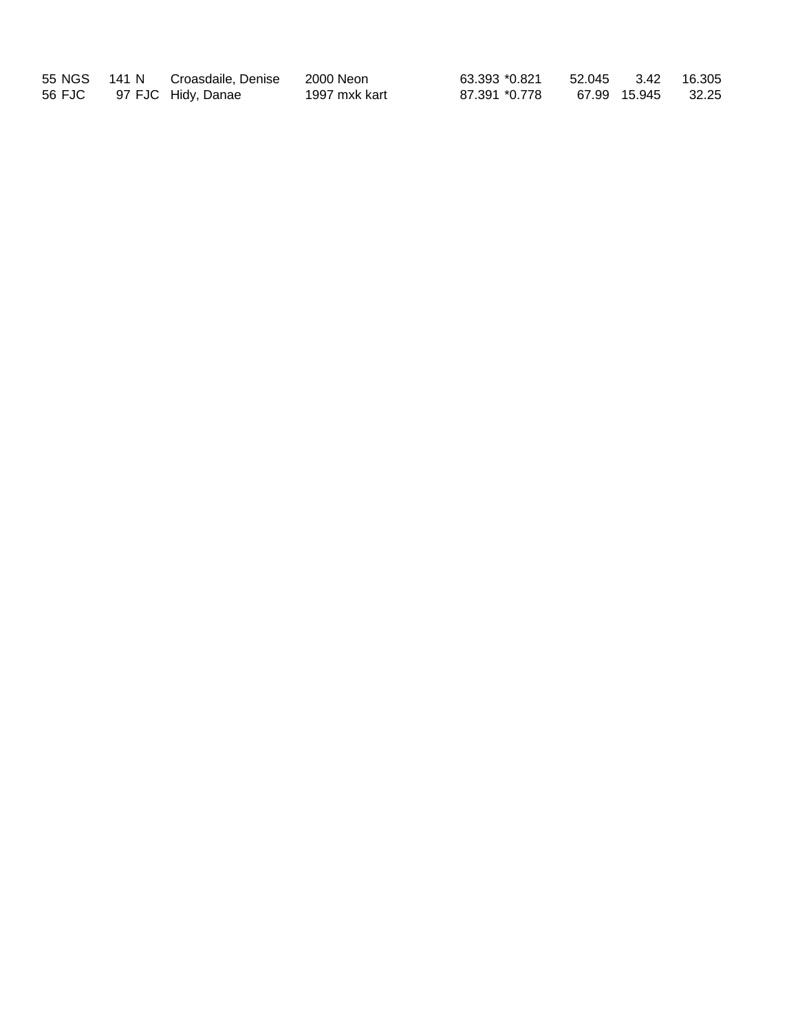| | | | | | | | | | | |
|---|---|---|---|---|---|---|---|---|---|---|
| 55 | NGS | 141 | N | Croasdaile, Denise | 2000 Neon | 63.393 | *0.821 | 52.045 | 3.42 | 16.305 |
| 56 | FJC | 97 | FJC | Hidy, Danae | 1997 mxk kart | 87.391 | *0.778 | 67.99 | 15.945 | 32.25 |